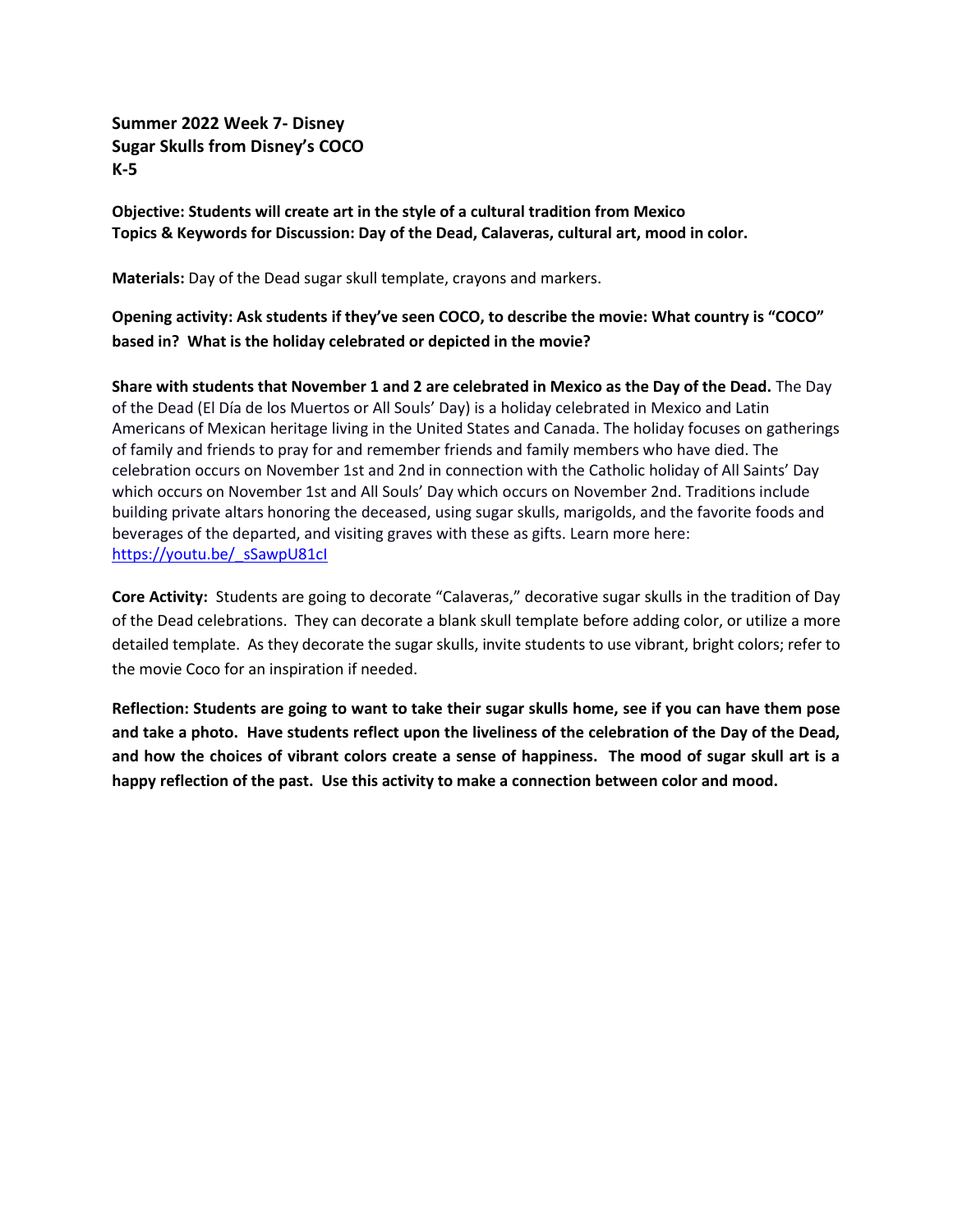**Summer 2022 Week 7- Disney**
**Sugar Skulls from Disney's COCO**
**K-5**

**Objective: Students will create art in the style of a cultural tradition from Mexico**
**Topics & Keywords for Discussion: Day of the Dead, Calaveras, cultural art, mood in color.**

**Materials:** Day of the Dead sugar skull template, crayons and markers.

**Opening activity: Ask students if they've seen COCO, to describe the movie: What country is "COCO" based in? What is the holiday celebrated or depicted in the movie?**

**Share with students that November 1 and 2 are celebrated in Mexico as the Day of the Dead.** The Day of the Dead (El Día de los Muertos or All Souls' Day) is a holiday celebrated in Mexico and Latin Americans of Mexican heritage living in the United States and Canada. The holiday focuses on gatherings of family and friends to pray for and remember friends and family members who have died. The celebration occurs on November 1st and 2nd in connection with the Catholic holiday of All Saints' Day which occurs on November 1st and All Souls' Day which occurs on November 2nd. Traditions include building private altars honoring the deceased, using sugar skulls, marigolds, and the favorite foods and beverages of the departed, and visiting graves with these as gifts. Learn more here: https://youtu.be/_sSawpU81cI

**Core Activity:** Students are going to decorate "Calaveras," decorative sugar skulls in the tradition of Day of the Dead celebrations. They can decorate a blank skull template before adding color, or utilize a more detailed template. As they decorate the sugar skulls, invite students to use vibrant, bright colors; refer to the movie Coco for an inspiration if needed.

**Reflection: Students are going to want to take their sugar skulls home, see if you can have them pose and take a photo. Have students reflect upon the liveliness of the celebration of the Day of the Dead, and how the choices of vibrant colors create a sense of happiness. The mood of sugar skull art is a happy reflection of the past. Use this activity to make a connection between color and mood.**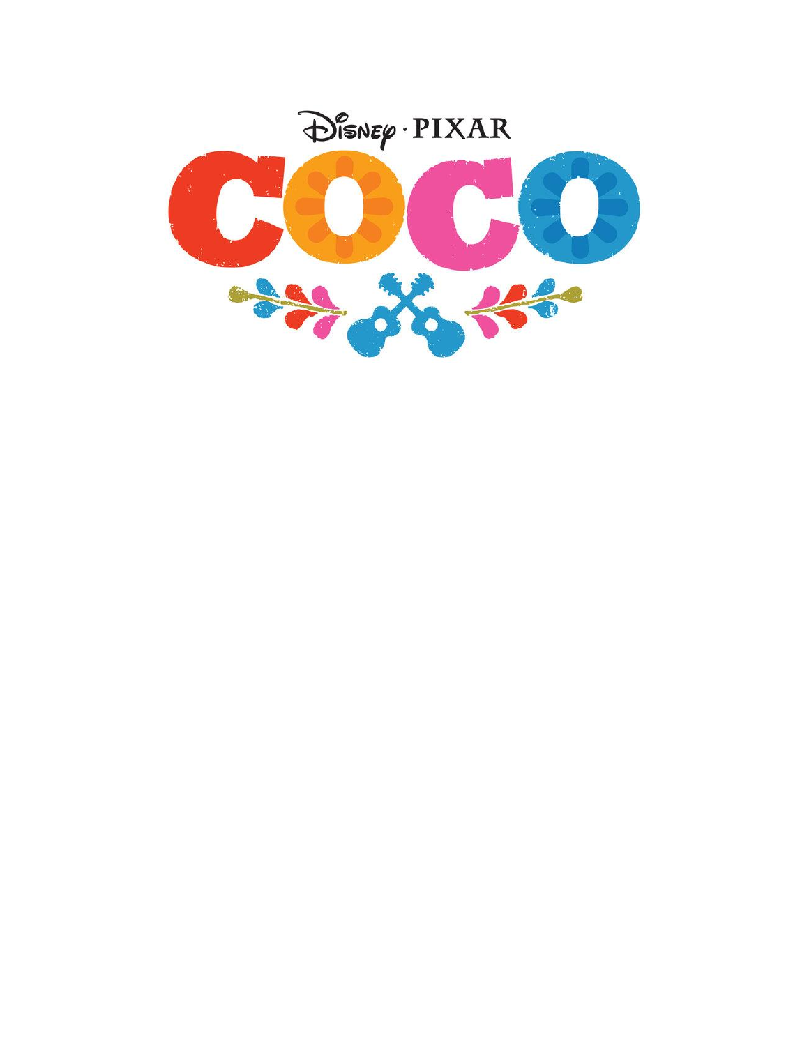Disney · PIXAR

# COCO